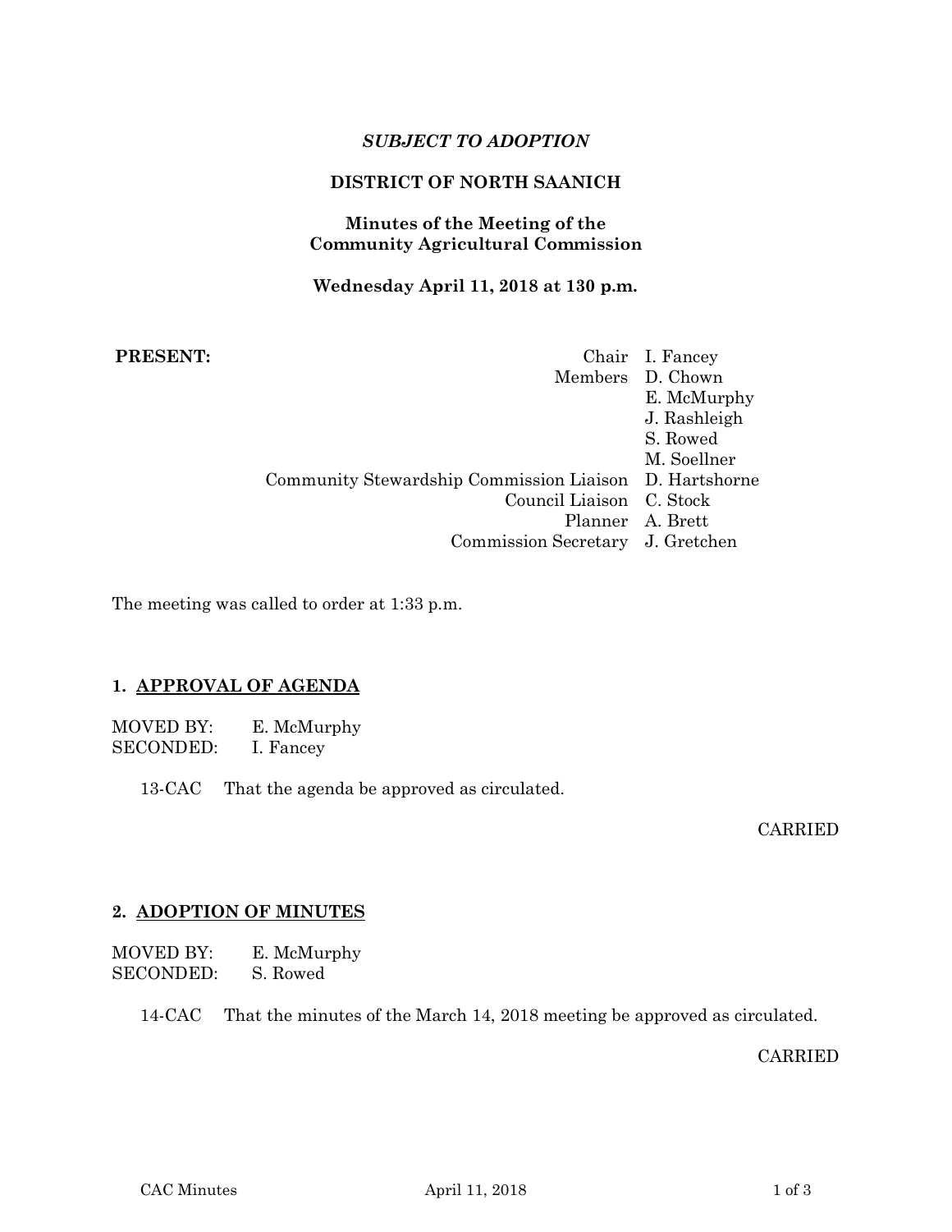*SUBJECT TO ADOPTION*

**DISTRICT OF NORTH SAANICH**

**Minutes of the Meeting of the Community Agricultural Commission**

**Wednesday April 11, 2018 at 130 p.m.**

**PRESENT:**

| | |
|---|---|
| Chair | I. Fancey |
| Members | D. Chown |
| | E. McMurphy |
| | J. Rashleigh |
| | S. Rowed |
| | M. Soellner |
| Community Stewardship Commission Liaison | D. Hartshorne |
| Council Liaison | C. Stock |
| Planner | A. Brett |
| Commission Secretary | J. Gretchen |

The meeting was called to order at 1:33 p.m.

## 1. APPROVAL OF AGENDA

MOVED BY: E. McMurphy
SECONDED: I. Fancey

13-CAC That the agenda be approved as circulated.

CARRIED

## 2. ADOPTION OF MINUTES

MOVED BY: E. McMurphy
SECONDED: S. Rowed

14-CAC That the minutes of the March 14, 2018 meeting be approved as circulated.

CARRIED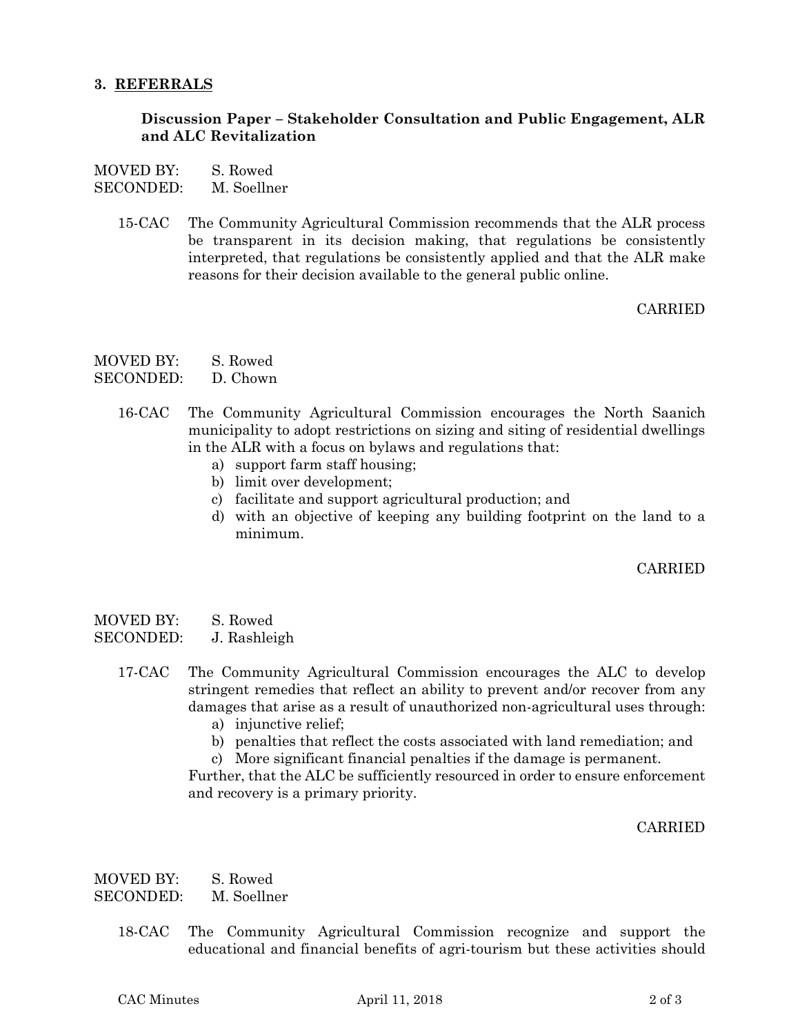## 3. REFERRALS

### Discussion Paper – Stakeholder Consultation and Public Engagement, ALR and ALC Revitalization

MOVED BY: S. Rowed
SECONDED: M. Soellner

15-CAC The Community Agricultural Commission recommends that the ALR process be transparent in its decision making, that regulations be consistently interpreted, that regulations be consistently applied and that the ALR make reasons for their decision available to the general public online.

CARRIED

MOVED BY: S. Rowed
SECONDED: D. Chown

16-CAC The Community Agricultural Commission encourages the North Saanich municipality to adopt restrictions on sizing and siting of residential dwellings in the ALR with a focus on bylaws and regulations that:

a) support farm staff housing;
b) limit over development;
c) facilitate and support agricultural production; and
d) with an objective of keeping any building footprint on the land to a minimum.

CARRIED

MOVED BY: S. Rowed
SECONDED: J. Rashleigh

17-CAC The Community Agricultural Commission encourages the ALC to develop stringent remedies that reflect an ability to prevent and/or recover from any damages that arise as a result of unauthorized non-agricultural uses through:

a) injunctive relief;
b) penalties that reflect the costs associated with land remediation; and
c) More significant financial penalties if the damage is permanent.

Further, that the ALC be sufficiently resourced in order to ensure enforcement and recovery is a primary priority.

CARRIED

MOVED BY: S. Rowed
SECONDED: M. Soellner

18-CAC The Community Agricultural Commission recognize and support the educational and financial benefits of agri-tourism but these activities should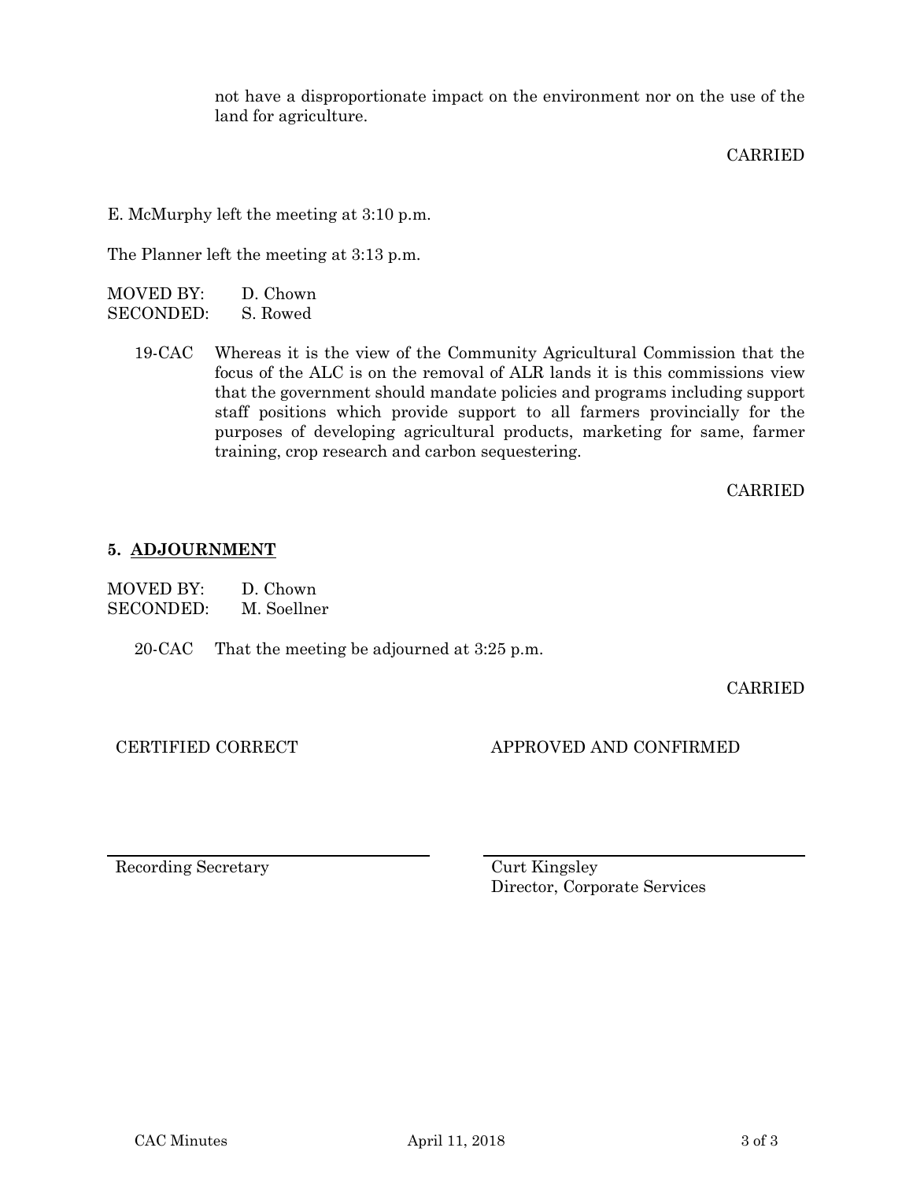not have a disproportionate impact on the environment nor on the use of the land for agriculture.

CARRIED

E. McMurphy left the meeting at 3:10 p.m.

The Planner left the meeting at 3:13 p.m.

MOVED BY: D. Chown
SECONDED: S. Rowed

19-CAC Whereas it is the view of the Community Agricultural Commission that the focus of the ALC is on the removal of ALR lands it is this commissions view that the government should mandate policies and programs including support staff positions which provide support to all farmers provincially for the purposes of developing agricultural products, marketing for same, farmer training, crop research and carbon sequestering.

CARRIED

## 5. ADJOURNMENT

MOVED BY: D. Chown
SECONDED: M. Soellner

20-CAC That the meeting be adjourned at 3:25 p.m.

CARRIED

CERTIFIED CORRECT

Recording Secretary

APPROVED AND CONFIRMED

Curt Kingsley
Director, Corporate Services